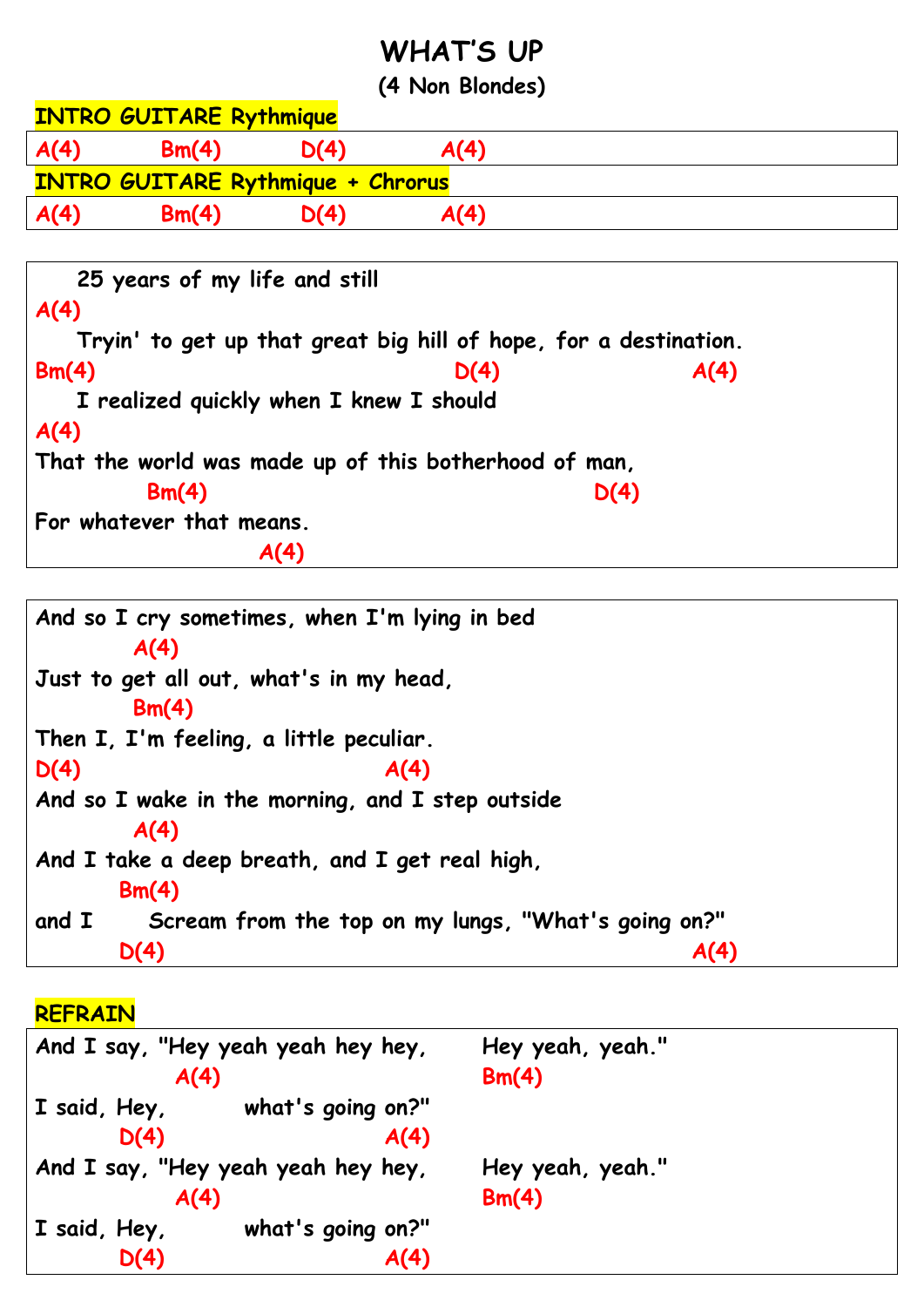# WHAT'S UP

## (4 Non Blondes)

**INTRO GUITARE Rythmique**

```
A(4)      Bm(4)      D(4)      A(4)
```

**INTRO GUITARE Rythmique + Chrorus**

```
A(4)      Bm(4)      D(4)      A(4)
```

```
   25 years of my life and still
A(4)
   Tryin' to get up that great big hill of hope, for a destination.
Bm(4)                                          D(4)                 A(4)
   I realized quickly when I knew I should
A(4)
That the world was made up of this botherhood of man,
          Bm(4)                                 D(4)
For whatever that means.
                    A(4)
```

```
And so I cry sometimes, when I'm lying in bed
        A(4)
Just to get all out, what's in my head,
        Bm(4)
Then I, I'm feeling, a little peculiar.
D(4)                          A(4)
And so I wake in the morning, and I step outside
        A(4)
And I take a deep breath, and I get real high,
       Bm(4)
and I      Scream from the top on my lungs, "What's going on?"
       D(4)                                              A(4)
```

**REFRAIN**

```
And I say, "Hey yeah yeah hey hey,      Hey yeah, yeah."
             A(4)                       Bm(4)
I said, Hey,        what's going on?"
       D(4)                  A(4)
And I say, "Hey yeah yeah hey hey,      Hey yeah, yeah."
             A(4)                       Bm(4)
I said, Hey,        what's going on?"
       D(4)                  A(4)
```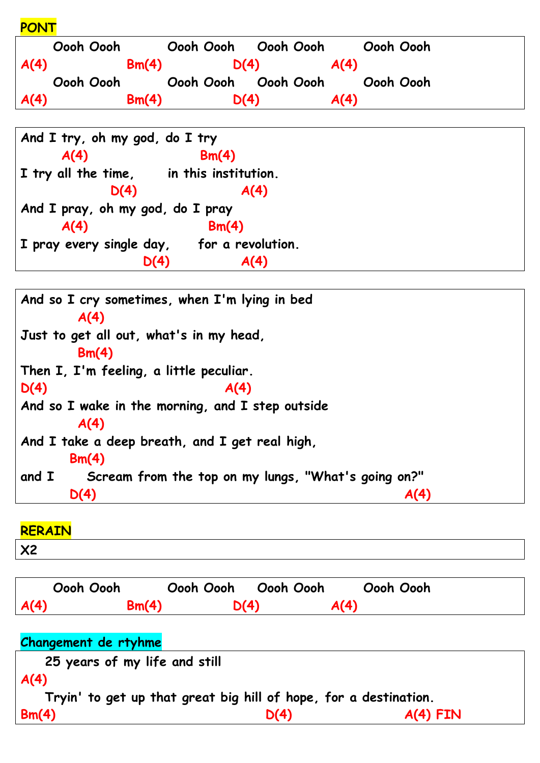**PONT**

```
     Oooh Oooh          Oooh Oooh     Oooh Oooh          Oooh Oooh
A(4)               Bm(4)              D(4)              A(4)
     Oooh Oooh          Oooh Oooh     Oooh Oooh          Oooh Oooh
A(4)               Bm(4)              D(4)              A(4)
```

```
And I try, oh my god, do I try
      A(4)                    Bm(4)
I try all the time,       in this institution.
               D(4)                    A(4)
And I pray, oh my god, do I pray
      A(4)                      Bm(4)
I pray every single day,      for a revolution.
                    D(4)               A(4)
```

```
And so I cry sometimes, when I'm lying in bed
          A(4)
Just to get all out, what's in my head,
          Bm(4)
Then I, I'm feeling, a little peculiar.
D(4)                                A(4)
And so I wake in the morning, and I step outside
          A(4)
And I take a deep breath, and I get real high,
        Bm(4)
and I      Scream from the top on my lungs, "What's going on?"
        D(4)                                                A(4)
```

**RERAIN**

X2

```
     Oooh Oooh          Oooh Oooh     Oooh Oooh          Oooh Oooh
A(4)               Bm(4)              D(4)              A(4)
```

**Changement de rtyhme**

```
    25 years of my life and still
A(4)
    Tryin' to get up that great big hill of hope, for a destination.
Bm(4)                                       D(4)                  A(4) FIN
```